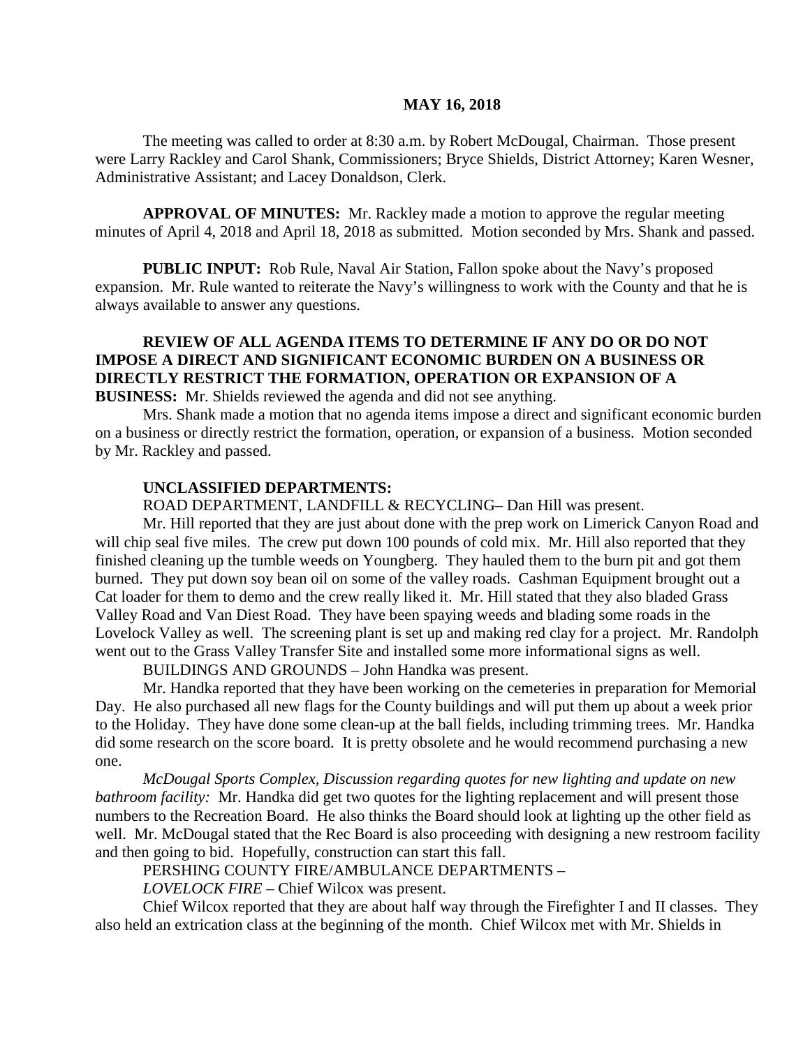**MAY 16, 2018**

The meeting was called to order at 8:30 a.m. by Robert McDougal, Chairman. Those present were Larry Rackley and Carol Shank, Commissioners; Bryce Shields, District Attorney; Karen Wesner, Administrative Assistant; and Lacey Donaldson, Clerk.

**APPROVAL OF MINUTES:** Mr. Rackley made a motion to approve the regular meeting minutes of April 4, 2018 and April 18, 2018 as submitted. Motion seconded by Mrs. Shank and passed.

**PUBLIC INPUT:** Rob Rule, Naval Air Station, Fallon spoke about the Navy's proposed expansion. Mr. Rule wanted to reiterate the Navy's willingness to work with the County and that he is always available to answer any questions.

**REVIEW OF ALL AGENDA ITEMS TO DETERMINE IF ANY DO OR DO NOT IMPOSE A DIRECT AND SIGNIFICANT ECONOMIC BURDEN ON A BUSINESS OR DIRECTLY RESTRICT THE FORMATION, OPERATION OR EXPANSION OF A BUSINESS:** Mr. Shields reviewed the agenda and did not see anything.

Mrs. Shank made a motion that no agenda items impose a direct and significant economic burden on a business or directly restrict the formation, operation, or expansion of a business. Motion seconded by Mr. Rackley and passed.

**UNCLASSIFIED DEPARTMENTS:**

ROAD DEPARTMENT, LANDFILL & RECYCLING– Dan Hill was present.

Mr. Hill reported that they are just about done with the prep work on Limerick Canyon Road and will chip seal five miles. The crew put down 100 pounds of cold mix. Mr. Hill also reported that they finished cleaning up the tumble weeds on Youngberg. They hauled them to the burn pit and got them burned. They put down soy bean oil on some of the valley roads. Cashman Equipment brought out a Cat loader for them to demo and the crew really liked it. Mr. Hill stated that they also bladed Grass Valley Road and Van Diest Road. They have been spaying weeds and blading some roads in the Lovelock Valley as well. The screening plant is set up and making red clay for a project. Mr. Randolph went out to the Grass Valley Transfer Site and installed some more informational signs as well.

BUILDINGS AND GROUNDS – John Handka was present.

Mr. Handka reported that they have been working on the cemeteries in preparation for Memorial Day. He also purchased all new flags for the County buildings and will put them up about a week prior to the Holiday. They have done some clean-up at the ball fields, including trimming trees. Mr. Handka did some research on the score board. It is pretty obsolete and he would recommend purchasing a new one.

*McDougal Sports Complex, Discussion regarding quotes for new lighting and update on new bathroom facility:* Mr. Handka did get two quotes for the lighting replacement and will present those numbers to the Recreation Board. He also thinks the Board should look at lighting up the other field as well. Mr. McDougal stated that the Rec Board is also proceeding with designing a new restroom facility and then going to bid. Hopefully, construction can start this fall.

PERSHING COUNTY FIRE/AMBULANCE DEPARTMENTS –

*LOVELOCK FIRE* – Chief Wilcox was present.

Chief Wilcox reported that they are about half way through the Firefighter I and II classes. They also held an extrication class at the beginning of the month. Chief Wilcox met with Mr. Shields in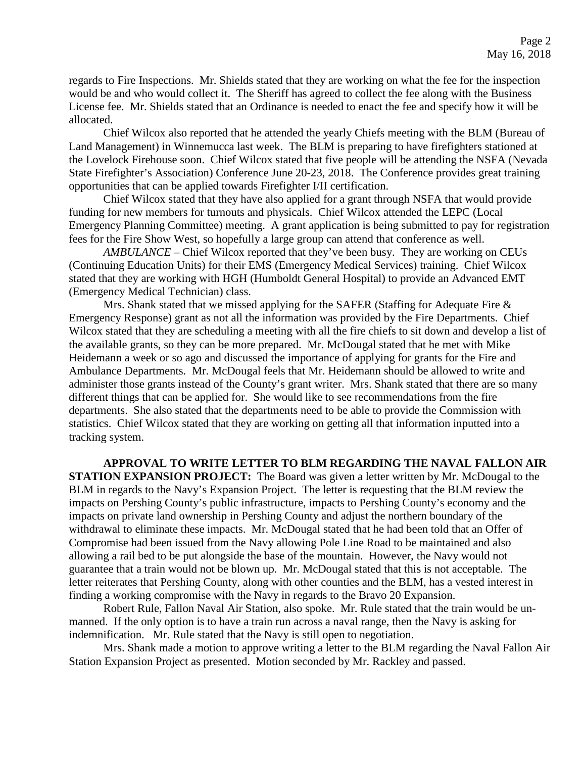regards to Fire Inspections. Mr. Shields stated that they are working on what the fee for the inspection would be and who would collect it. The Sheriff has agreed to collect the fee along with the Business License fee. Mr. Shields stated that an Ordinance is needed to enact the fee and specify how it will be allocated.

Chief Wilcox also reported that he attended the yearly Chiefs meeting with the BLM (Bureau of Land Management) in Winnemucca last week. The BLM is preparing to have firefighters stationed at the Lovelock Firehouse soon. Chief Wilcox stated that five people will be attending the NSFA (Nevada State Firefighter's Association) Conference June 20-23, 2018. The Conference provides great training opportunities that can be applied towards Firefighter I/II certification.

Chief Wilcox stated that they have also applied for a grant through NSFA that would provide funding for new members for turnouts and physicals. Chief Wilcox attended the LEPC (Local Emergency Planning Committee) meeting. A grant application is being submitted to pay for registration fees for the Fire Show West, so hopefully a large group can attend that conference as well.

*AMBULANCE* – Chief Wilcox reported that they've been busy. They are working on CEUs (Continuing Education Units) for their EMS (Emergency Medical Services) training. Chief Wilcox stated that they are working with HGH (Humboldt General Hospital) to provide an Advanced EMT (Emergency Medical Technician) class.

Mrs. Shank stated that we missed applying for the SAFER (Staffing for Adequate Fire & Emergency Response) grant as not all the information was provided by the Fire Departments. Chief Wilcox stated that they are scheduling a meeting with all the fire chiefs to sit down and develop a list of the available grants, so they can be more prepared. Mr. McDougal stated that he met with Mike Heidemann a week or so ago and discussed the importance of applying for grants for the Fire and Ambulance Departments. Mr. McDougal feels that Mr. Heidemann should be allowed to write and administer those grants instead of the County's grant writer. Mrs. Shank stated that there are so many different things that can be applied for. She would like to see recommendations from the fire departments. She also stated that the departments need to be able to provide the Commission with statistics. Chief Wilcox stated that they are working on getting all that information inputted into a tracking system.

**APPROVAL TO WRITE LETTER TO BLM REGARDING THE NAVAL FALLON AIR STATION EXPANSION PROJECT:** The Board was given a letter written by Mr. McDougal to the BLM in regards to the Navy's Expansion Project. The letter is requesting that the BLM review the impacts on Pershing County's public infrastructure, impacts to Pershing County's economy and the impacts on private land ownership in Pershing County and adjust the northern boundary of the withdrawal to eliminate these impacts. Mr. McDougal stated that he had been told that an Offer of Compromise had been issued from the Navy allowing Pole Line Road to be maintained and also allowing a rail bed to be put alongside the base of the mountain. However, the Navy would not guarantee that a train would not be blown up. Mr. McDougal stated that this is not acceptable. The letter reiterates that Pershing County, along with other counties and the BLM, has a vested interest in finding a working compromise with the Navy in regards to the Bravo 20 Expansion.

Robert Rule, Fallon Naval Air Station, also spoke. Mr. Rule stated that the train would be un-manned. If the only option is to have a train run across a naval range, then the Navy is asking for indemnification. Mr. Rule stated that the Navy is still open to negotiation.

Mrs. Shank made a motion to approve writing a letter to the BLM regarding the Naval Fallon Air Station Expansion Project as presented. Motion seconded by Mr. Rackley and passed.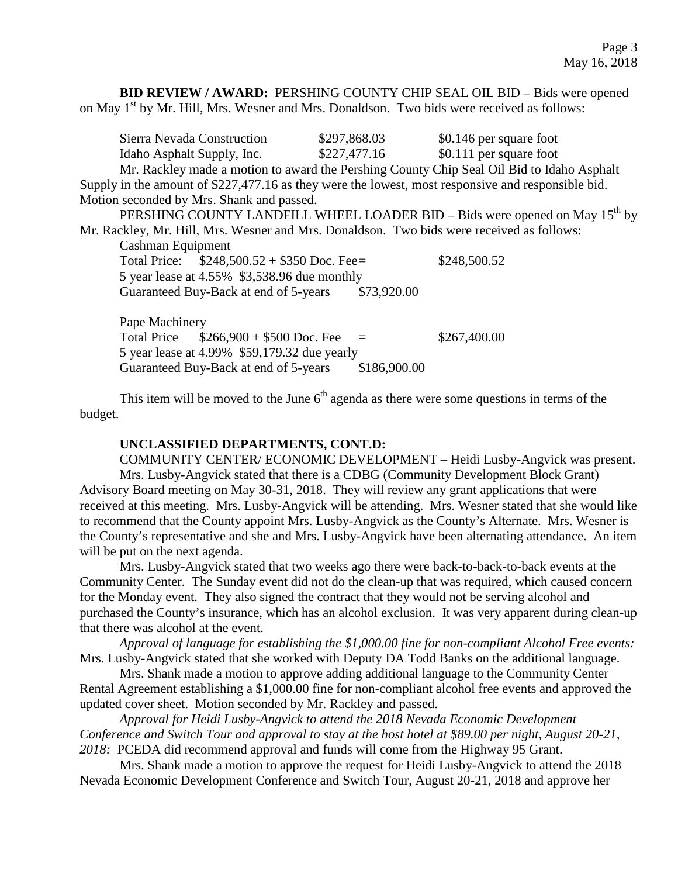**BID REVIEW / AWARD:** PERSHING COUNTY CHIP SEAL OIL BID – Bids were opened on May 1st by Mr. Hill, Mrs. Wesner and Mrs. Donaldson. Two bids were received as follows:

| | | |
|---|---|---|
| Sierra Nevada Construction | $297,868.03 | $0.146 per square foot |
| Idaho Asphalt Supply, Inc. | $227,477.16 | $0.111 per square foot |

Mr. Rackley made a motion to award the Pershing County Chip Seal Oil Bid to Idaho Asphalt Supply in the amount of $227,477.16 as they were the lowest, most responsive and responsible bid. Motion seconded by Mrs. Shank and passed.

PERSHING COUNTY LANDFILL WHEEL LOADER BID – Bids were opened on May 15th by Mr. Rackley, Mr. Hill, Mrs. Wesner and Mrs. Donaldson. Two bids were received as follows:

Cashman Equipment
Total Price: $248,500.52 + $350 Doc. Fee = $248,500.52
5 year lease at 4.55% $3,538.96 due monthly
Guaranteed Buy-Back at end of 5-years $73,920.00

Pape Machinery
Total Price $266,900 + $500 Doc. Fee = $267,400.00
5 year lease at 4.99% $59,179.32 due yearly
Guaranteed Buy-Back at end of 5-years $186,900.00

This item will be moved to the June 6th agenda as there were some questions in terms of the budget.

**UNCLASSIFIED DEPARTMENTS, CONT.D:**

COMMUNITY CENTER/ ECONOMIC DEVELOPMENT – Heidi Lusby-Angvick was present.

Mrs. Lusby-Angvick stated that there is a CDBG (Community Development Block Grant) Advisory Board meeting on May 30-31, 2018. They will review any grant applications that were received at this meeting. Mrs. Lusby-Angvick will be attending. Mrs. Wesner stated that she would like to recommend that the County appoint Mrs. Lusby-Angvick as the County's Alternate. Mrs. Wesner is the County's representative and she and Mrs. Lusby-Angvick have been alternating attendance. An item will be put on the next agenda.

Mrs. Lusby-Angvick stated that two weeks ago there were back-to-back-to-back events at the Community Center. The Sunday event did not do the clean-up that was required, which caused concern for the Monday event. They also signed the contract that they would not be serving alcohol and purchased the County's insurance, which has an alcohol exclusion. It was very apparent during clean-up that there was alcohol at the event.

*Approval of language for establishing the $1,000.00 fine for non-compliant Alcohol Free events:* Mrs. Lusby-Angvick stated that she worked with Deputy DA Todd Banks on the additional language.

Mrs. Shank made a motion to approve adding additional language to the Community Center Rental Agreement establishing a $1,000.00 fine for non-compliant alcohol free events and approved the updated cover sheet. Motion seconded by Mr. Rackley and passed.

*Approval for Heidi Lusby-Angvick to attend the 2018 Nevada Economic Development Conference and Switch Tour and approval to stay at the host hotel at $89.00 per night, August 20-21, 2018:* PCEDA did recommend approval and funds will come from the Highway 95 Grant.

Mrs. Shank made a motion to approve the request for Heidi Lusby-Angvick to attend the 2018 Nevada Economic Development Conference and Switch Tour, August 20-21, 2018 and approve her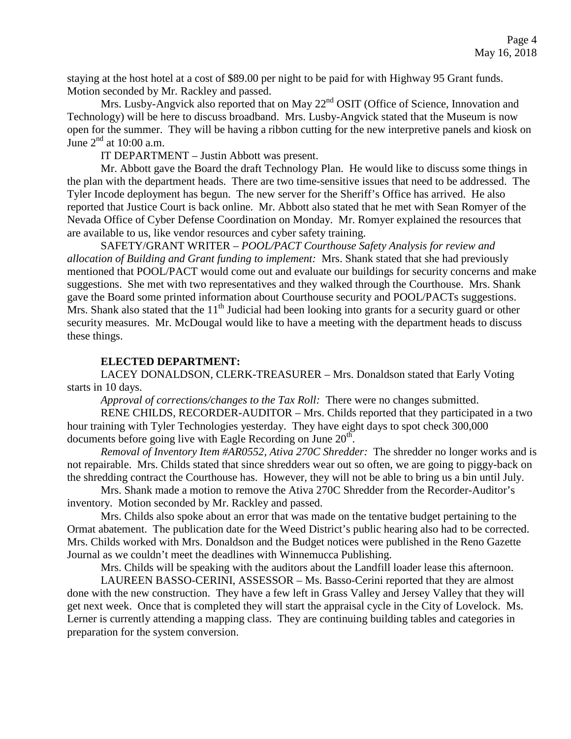staying at the host hotel at a cost of $89.00 per night to be paid for with Highway 95 Grant funds. Motion seconded by Mr. Rackley and passed.

Mrs. Lusby-Angvick also reported that on May 22nd OSIT (Office of Science, Innovation and Technology) will be here to discuss broadband. Mrs. Lusby-Angvick stated that the Museum is now open for the summer. They will be having a ribbon cutting for the new interpretive panels and kiosk on June 2nd at 10:00 a.m.

IT DEPARTMENT – Justin Abbott was present.

Mr. Abbott gave the Board the draft Technology Plan. He would like to discuss some things in the plan with the department heads. There are two time-sensitive issues that need to be addressed. The Tyler Incode deployment has begun. The new server for the Sheriff's Office has arrived. He also reported that Justice Court is back online. Mr. Abbott also stated that he met with Sean Romyer of the Nevada Office of Cyber Defense Coordination on Monday. Mr. Romyer explained the resources that are available to us, like vendor resources and cyber safety training.

SAFETY/GRANT WRITER – *POOL/PACT Courthouse Safety Analysis for review and allocation of Building and Grant funding to implement:* Mrs. Shank stated that she had previously mentioned that POOL/PACT would come out and evaluate our buildings for security concerns and make suggestions. She met with two representatives and they walked through the Courthouse. Mrs. Shank gave the Board some printed information about Courthouse security and POOL/PACTs suggestions. Mrs. Shank also stated that the 11th Judicial had been looking into grants for a security guard or other security measures. Mr. McDougal would like to have a meeting with the department heads to discuss these things.

**ELECTED DEPARTMENT:**

LACEY DONALDSON, CLERK-TREASURER – Mrs. Donaldson stated that Early Voting starts in 10 days.

*Approval of corrections/changes to the Tax Roll:* There were no changes submitted.

RENE CHILDS, RECORDER-AUDITOR – Mrs. Childs reported that they participated in a two hour training with Tyler Technologies yesterday. They have eight days to spot check 300,000 documents before going live with Eagle Recording on June 20th.

*Removal of Inventory Item #AR0552, Ativa 270C Shredder:* The shredder no longer works and is not repairable. Mrs. Childs stated that since shredders wear out so often, we are going to piggy-back on the shredding contract the Courthouse has. However, they will not be able to bring us a bin until July.

Mrs. Shank made a motion to remove the Ativa 270C Shredder from the Recorder-Auditor's inventory. Motion seconded by Mr. Rackley and passed.

Mrs. Childs also spoke about an error that was made on the tentative budget pertaining to the Ormat abatement. The publication date for the Weed District's public hearing also had to be corrected. Mrs. Childs worked with Mrs. Donaldson and the Budget notices were published in the Reno Gazette Journal as we couldn't meet the deadlines with Winnemucca Publishing.

Mrs. Childs will be speaking with the auditors about the Landfill loader lease this afternoon.

LAUREEN BASSO-CERINI, ASSESSOR – Ms. Basso-Cerini reported that they are almost done with the new construction. They have a few left in Grass Valley and Jersey Valley that they will get next week. Once that is completed they will start the appraisal cycle in the City of Lovelock. Ms. Lerner is currently attending a mapping class. They are continuing building tables and categories in preparation for the system conversion.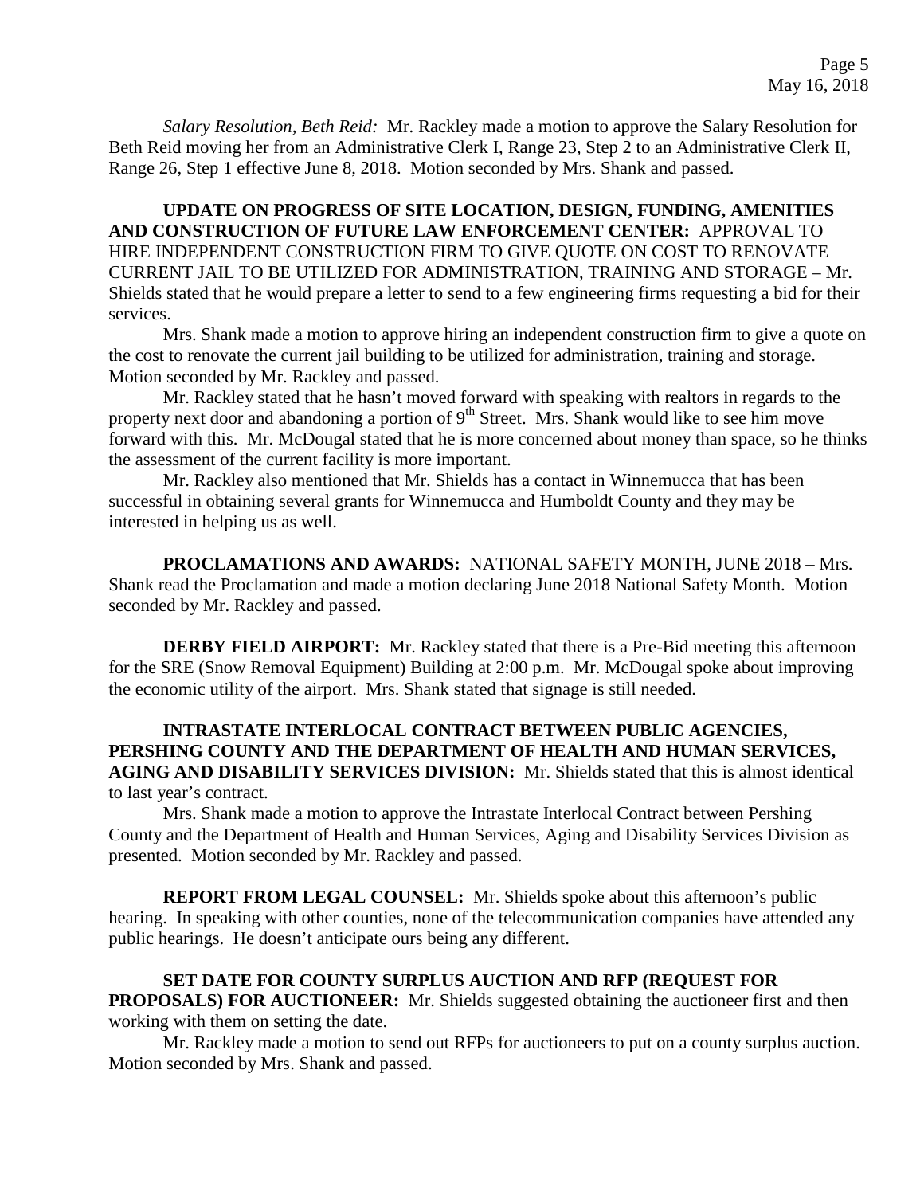*Salary Resolution, Beth Reid:* Mr. Rackley made a motion to approve the Salary Resolution for Beth Reid moving her from an Administrative Clerk I, Range 23, Step 2 to an Administrative Clerk II, Range 26, Step 1 effective June 8, 2018. Motion seconded by Mrs. Shank and passed.

**UPDATE ON PROGRESS OF SITE LOCATION, DESIGN, FUNDING, AMENITIES AND CONSTRUCTION OF FUTURE LAW ENFORCEMENT CENTER:** APPROVAL TO HIRE INDEPENDENT CONSTRUCTION FIRM TO GIVE QUOTE ON COST TO RENOVATE CURRENT JAIL TO BE UTILIZED FOR ADMINISTRATION, TRAINING AND STORAGE – Mr. Shields stated that he would prepare a letter to send to a few engineering firms requesting a bid for their services.

Mrs. Shank made a motion to approve hiring an independent construction firm to give a quote on the cost to renovate the current jail building to be utilized for administration, training and storage. Motion seconded by Mr. Rackley and passed.

Mr. Rackley stated that he hasn't moved forward with speaking with realtors in regards to the property next door and abandoning a portion of 9th Street. Mrs. Shank would like to see him move forward with this. Mr. McDougal stated that he is more concerned about money than space, so he thinks the assessment of the current facility is more important.

Mr. Rackley also mentioned that Mr. Shields has a contact in Winnemucca that has been successful in obtaining several grants for Winnemucca and Humboldt County and they may be interested in helping us as well.

**PROCLAMATIONS AND AWARDS:** NATIONAL SAFETY MONTH, JUNE 2018 – Mrs. Shank read the Proclamation and made a motion declaring June 2018 National Safety Month. Motion seconded by Mr. Rackley and passed.

**DERBY FIELD AIRPORT:** Mr. Rackley stated that there is a Pre-Bid meeting this afternoon for the SRE (Snow Removal Equipment) Building at 2:00 p.m. Mr. McDougal spoke about improving the economic utility of the airport. Mrs. Shank stated that signage is still needed.

**INTRASTATE INTERLOCAL CONTRACT BETWEEN PUBLIC AGENCIES, PERSHING COUNTY AND THE DEPARTMENT OF HEALTH AND HUMAN SERVICES, AGING AND DISABILITY SERVICES DIVISION:** Mr. Shields stated that this is almost identical to last year's contract.

Mrs. Shank made a motion to approve the Intrastate Interlocal Contract between Pershing County and the Department of Health and Human Services, Aging and Disability Services Division as presented. Motion seconded by Mr. Rackley and passed.

**REPORT FROM LEGAL COUNSEL:** Mr. Shields spoke about this afternoon's public hearing. In speaking with other counties, none of the telecommunication companies have attended any public hearings. He doesn't anticipate ours being any different.

**SET DATE FOR COUNTY SURPLUS AUCTION AND RFP (REQUEST FOR PROPOSALS) FOR AUCTIONEER:** Mr. Shields suggested obtaining the auctioneer first and then working with them on setting the date.

Mr. Rackley made a motion to send out RFPs for auctioneers to put on a county surplus auction. Motion seconded by Mrs. Shank and passed.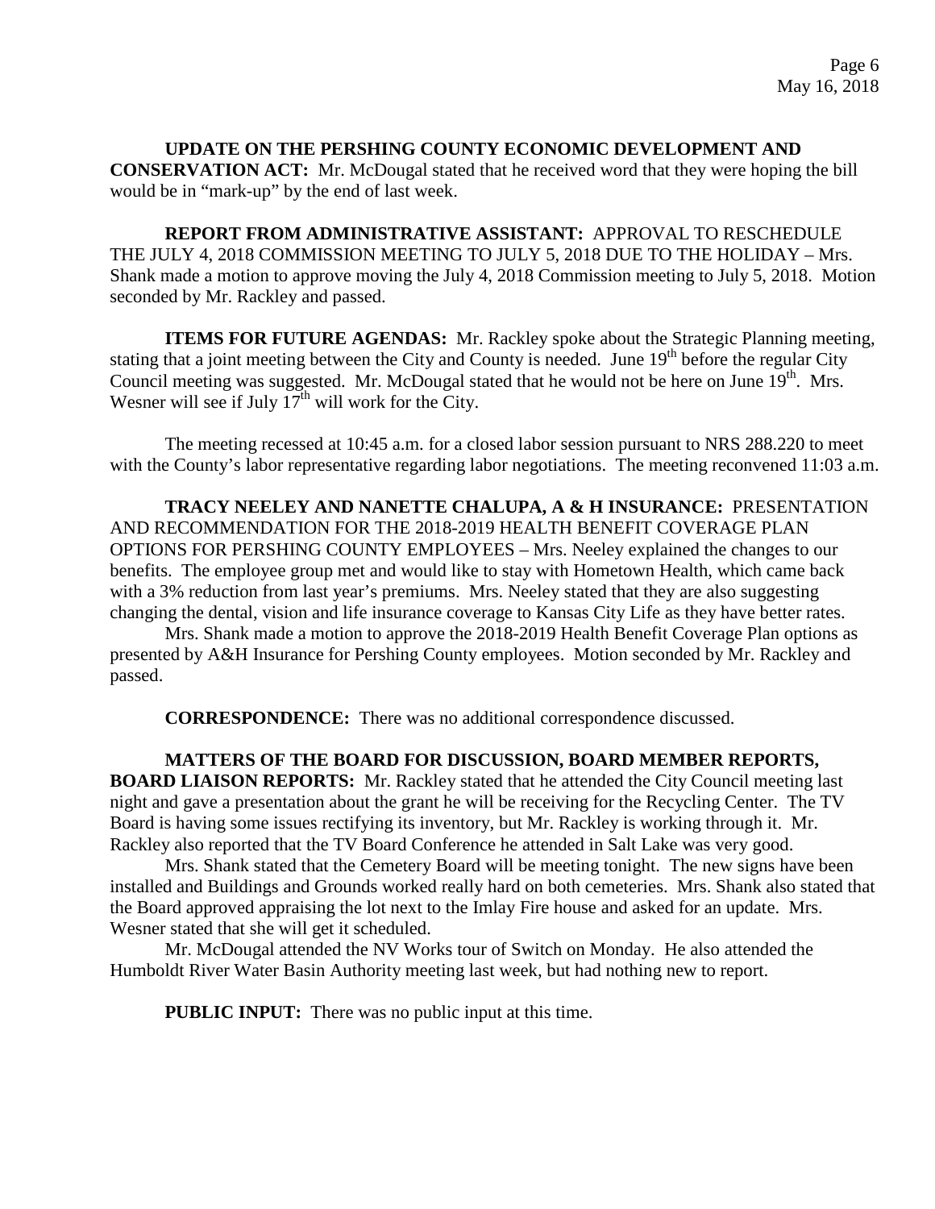**UPDATE ON THE PERSHING COUNTY ECONOMIC DEVELOPMENT AND CONSERVATION ACT:** Mr. McDougal stated that he received word that they were hoping the bill would be in "mark-up" by the end of last week.

**REPORT FROM ADMINISTRATIVE ASSISTANT:** APPROVAL TO RESCHEDULE THE JULY 4, 2018 COMMISSION MEETING TO JULY 5, 2018 DUE TO THE HOLIDAY – Mrs. Shank made a motion to approve moving the July 4, 2018 Commission meeting to July 5, 2018. Motion seconded by Mr. Rackley and passed.

**ITEMS FOR FUTURE AGENDAS:** Mr. Rackley spoke about the Strategic Planning meeting, stating that a joint meeting between the City and County is needed. June 19th before the regular City Council meeting was suggested. Mr. McDougal stated that he would not be here on June 19th. Mrs. Wesner will see if July 17th will work for the City.

The meeting recessed at 10:45 a.m. for a closed labor session pursuant to NRS 288.220 to meet with the County's labor representative regarding labor negotiations. The meeting reconvened 11:03 a.m.

**TRACY NEELEY AND NANETTE CHALUPA, A & H INSURANCE:** PRESENTATION AND RECOMMENDATION FOR THE 2018-2019 HEALTH BENEFIT COVERAGE PLAN OPTIONS FOR PERSHING COUNTY EMPLOYEES – Mrs. Neeley explained the changes to our benefits. The employee group met and would like to stay with Hometown Health, which came back with a 3% reduction from last year's premiums. Mrs. Neeley stated that they are also suggesting changing the dental, vision and life insurance coverage to Kansas City Life as they have better rates.

Mrs. Shank made a motion to approve the 2018-2019 Health Benefit Coverage Plan options as presented by A&H Insurance for Pershing County employees. Motion seconded by Mr. Rackley and passed.

**CORRESPONDENCE:** There was no additional correspondence discussed.

**MATTERS OF THE BOARD FOR DISCUSSION, BOARD MEMBER REPORTS, BOARD LIAISON REPORTS:** Mr. Rackley stated that he attended the City Council meeting last night and gave a presentation about the grant he will be receiving for the Recycling Center. The TV Board is having some issues rectifying its inventory, but Mr. Rackley is working through it. Mr. Rackley also reported that the TV Board Conference he attended in Salt Lake was very good.

Mrs. Shank stated that the Cemetery Board will be meeting tonight. The new signs have been installed and Buildings and Grounds worked really hard on both cemeteries. Mrs. Shank also stated that the Board approved appraising the lot next to the Imlay Fire house and asked for an update. Mrs. Wesner stated that she will get it scheduled.

Mr. McDougal attended the NV Works tour of Switch on Monday. He also attended the Humboldt River Water Basin Authority meeting last week, but had nothing new to report.

**PUBLIC INPUT:** There was no public input at this time.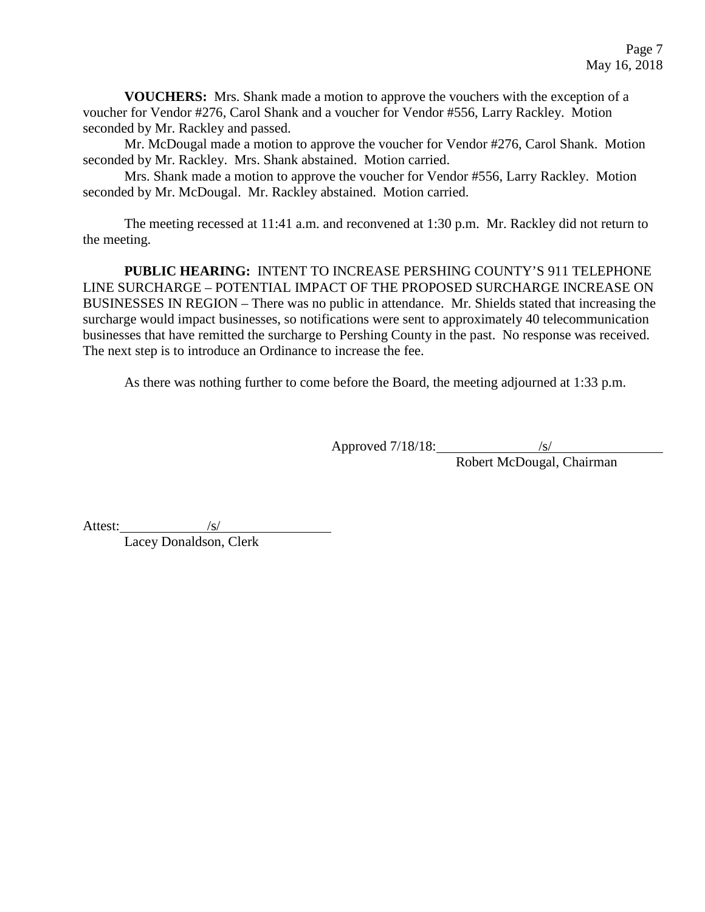**VOUCHERS:** Mrs. Shank made a motion to approve the vouchers with the exception of a voucher for Vendor #276, Carol Shank and a voucher for Vendor #556, Larry Rackley. Motion seconded by Mr. Rackley and passed.

Mr. McDougal made a motion to approve the voucher for Vendor #276, Carol Shank. Motion seconded by Mr. Rackley. Mrs. Shank abstained. Motion carried.

Mrs. Shank made a motion to approve the voucher for Vendor #556, Larry Rackley. Motion seconded by Mr. McDougal. Mr. Rackley abstained. Motion carried.

The meeting recessed at 11:41 a.m. and reconvened at 1:30 p.m. Mr. Rackley did not return to the meeting.

**PUBLIC HEARING:** INTENT TO INCREASE PERSHING COUNTY'S 911 TELEPHONE LINE SURCHARGE – POTENTIAL IMPACT OF THE PROPOSED SURCHARGE INCREASE ON BUSINESSES IN REGION – There was no public in attendance. Mr. Shields stated that increasing the surcharge would impact businesses, so notifications were sent to approximately 40 telecommunication businesses that have remitted the surcharge to Pershing County in the past. No response was received. The next step is to introduce an Ordinance to increase the fee.

As there was nothing further to come before the Board, the meeting adjourned at 1:33 p.m.

Approved 7/18/18: /s/
Robert McDougal, Chairman

Attest: /s/
Lacey Donaldson, Clerk